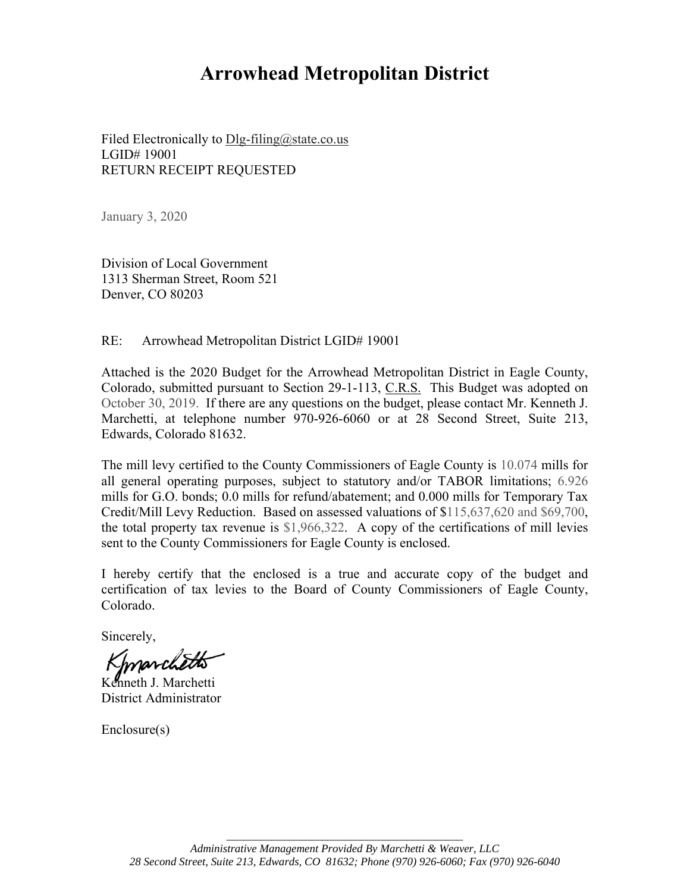# Arrowhead Metropolitan District

Filed Electronically to Dlg-filing@state.co.us
LGID# 19001
RETURN RECEIPT REQUESTED

January 3, 2020

Division of Local Government
1313 Sherman Street, Room 521
Denver, CO 80203

RE: Arrowhead Metropolitan District LGID# 19001

Attached is the 2020 Budget for the Arrowhead Metropolitan District in Eagle County, Colorado, submitted pursuant to Section 29-1-113, C.R.S. This Budget was adopted on October 30, 2019. If there are any questions on the budget, please contact Mr. Kenneth J. Marchetti, at telephone number 970-926-6060 or at 28 Second Street, Suite 213, Edwards, Colorado 81632.

The mill levy certified to the County Commissioners of Eagle County is 10.074 mills for all general operating purposes, subject to statutory and/or TABOR limitations; 6.926 mills for G.O. bonds; 0.0 mills for refund/abatement; and 0.000 mills for Temporary Tax Credit/Mill Levy Reduction. Based on assessed valuations of $115,637,620 and $69,700, the total property tax revenue is $1,966,322. A copy of the certifications of mill levies sent to the County Commissioners for Eagle County is enclosed.

I hereby certify that the enclosed is a true and accurate copy of the budget and certification of tax levies to the Board of County Commissioners of Eagle County, Colorado.

Sincerely,

Kenneth J. Marchetti
District Administrator

Enclosure(s)

*Administrative Management Provided By Marchetti & Weaver, LLC*
*28 Second Street, Suite 213, Edwards, CO 81632; Phone (970) 926-6060; Fax (970) 926-6040*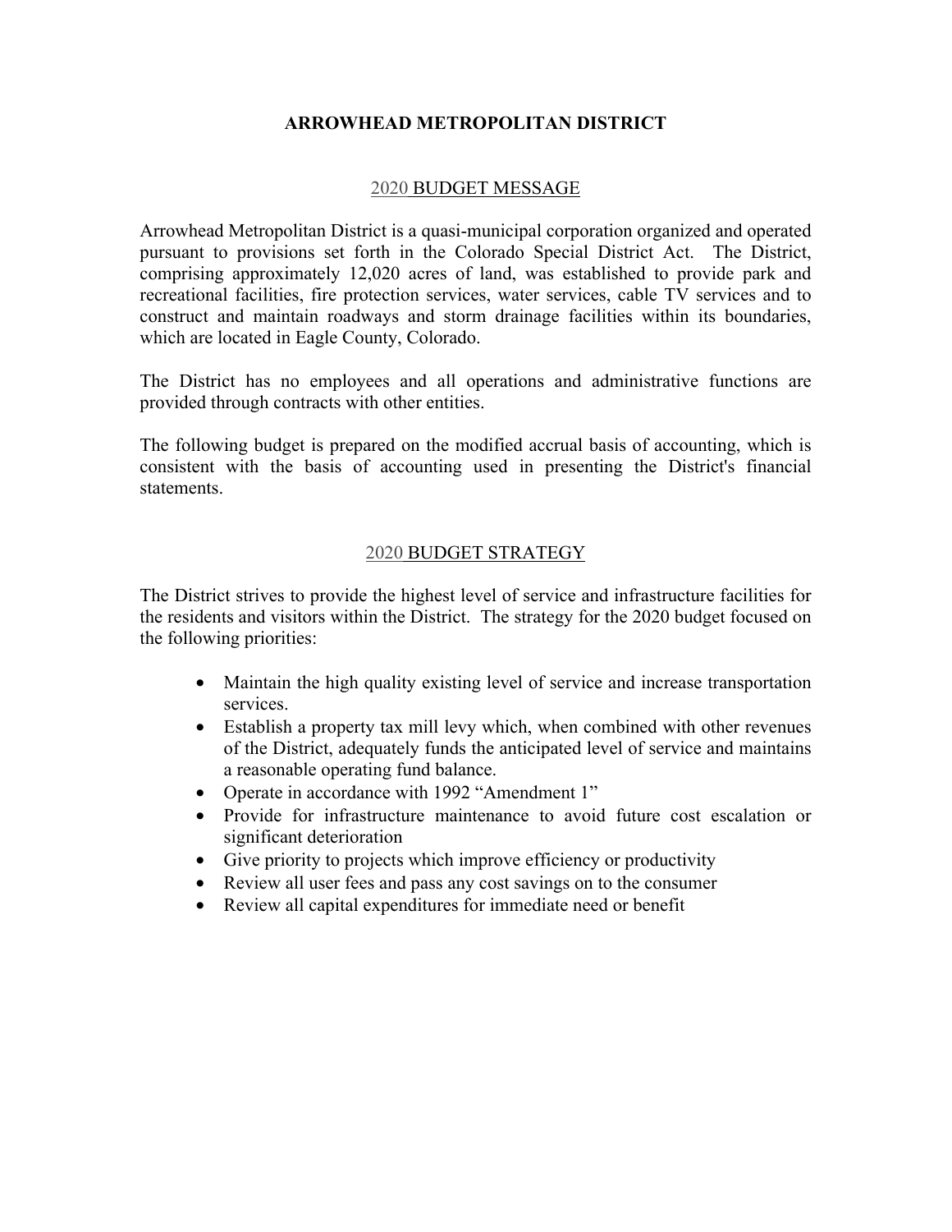# ARROWHEAD METROPOLITAN DISTRICT

## 2020 BUDGET MESSAGE

Arrowhead Metropolitan District is a quasi-municipal corporation organized and operated pursuant to provisions set forth in the Colorado Special District Act. The District, comprising approximately 12,020 acres of land, was established to provide park and recreational facilities, fire protection services, water services, cable TV services and to construct and maintain roadways and storm drainage facilities within its boundaries, which are located in Eagle County, Colorado.

The District has no employees and all operations and administrative functions are provided through contracts with other entities.

The following budget is prepared on the modified accrual basis of accounting, which is consistent with the basis of accounting used in presenting the District's financial statements.

## 2020 BUDGET STRATEGY

The District strives to provide the highest level of service and infrastructure facilities for the residents and visitors within the District. The strategy for the 2020 budget focused on the following priorities:

- Maintain the high quality existing level of service and increase transportation services.
- Establish a property tax mill levy which, when combined with other revenues of the District, adequately funds the anticipated level of service and maintains a reasonable operating fund balance.
- Operate in accordance with 1992 "Amendment 1"
- Provide for infrastructure maintenance to avoid future cost escalation or significant deterioration
- Give priority to projects which improve efficiency or productivity
- Review all user fees and pass any cost savings on to the consumer
- Review all capital expenditures for immediate need or benefit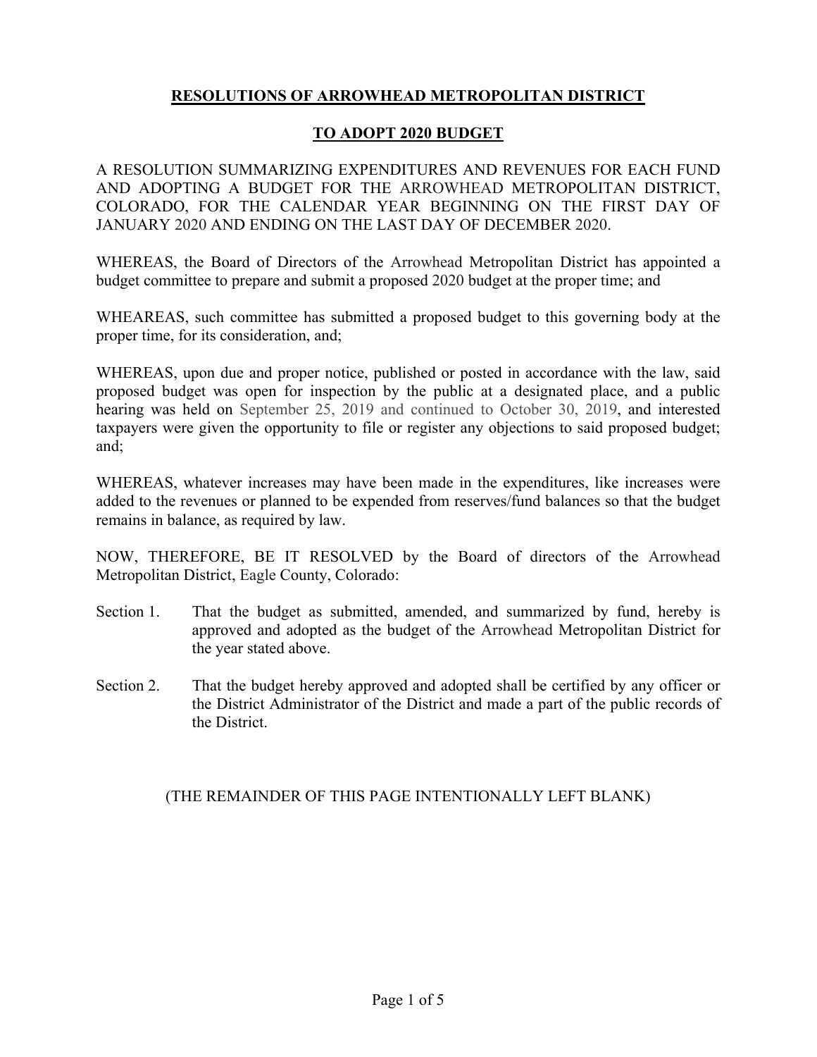# RESOLUTIONS OF ARROWHEAD METROPOLITAN DISTRICT

## TO ADOPT 2020 BUDGET

A RESOLUTION SUMMARIZING EXPENDITURES AND REVENUES FOR EACH FUND AND ADOPTING A BUDGET FOR THE ARROWHEAD METROPOLITAN DISTRICT, COLORADO, FOR THE CALENDAR YEAR BEGINNING ON THE FIRST DAY OF JANUARY 2020 AND ENDING ON THE LAST DAY OF DECEMBER 2020.

WHEREAS, the Board of Directors of the Arrowhead Metropolitan District has appointed a budget committee to prepare and submit a proposed 2020 budget at the proper time; and

WHEAREAS, such committee has submitted a proposed budget to this governing body at the proper time, for its consideration, and;

WHEREAS, upon due and proper notice, published or posted in accordance with the law, said proposed budget was open for inspection by the public at a designated place, and a public hearing was held on September 25, 2019 and continued to October 30, 2019, and interested taxpayers were given the opportunity to file or register any objections to said proposed budget; and;

WHEREAS, whatever increases may have been made in the expenditures, like increases were added to the revenues or planned to be expended from reserves/fund balances so that the budget remains in balance, as required by law.

NOW, THEREFORE, BE IT RESOLVED by the Board of directors of the Arrowhead Metropolitan District, Eagle County, Colorado:

Section 1. That the budget as submitted, amended, and summarized by fund, hereby is approved and adopted as the budget of the Arrowhead Metropolitan District for the year stated above.

Section 2. That the budget hereby approved and adopted shall be certified by any officer or the District Administrator of the District and made a part of the public records of the District.

(THE REMAINDER OF THIS PAGE INTENTIONALLY LEFT BLANK)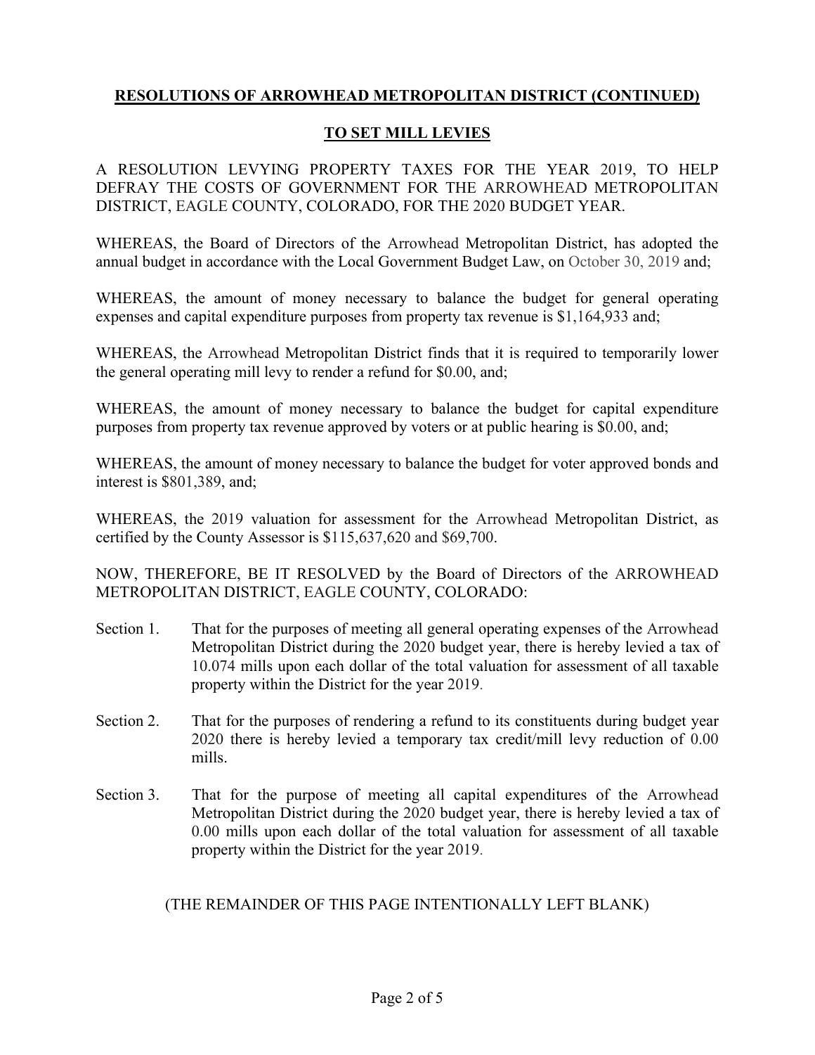**RESOLUTIONS OF ARROWHEAD METROPOLITAN DISTRICT (CONTINUED)**

**TO SET MILL LEVIES**

A RESOLUTION LEVYING PROPERTY TAXES FOR THE YEAR 2019, TO HELP DEFRAY THE COSTS OF GOVERNMENT FOR THE ARROWHEAD METROPOLITAN DISTRICT, EAGLE COUNTY, COLORADO, FOR THE 2020 BUDGET YEAR.

WHEREAS, the Board of Directors of the Arrowhead Metropolitan District, has adopted the annual budget in accordance with the Local Government Budget Law, on October 30, 2019 and;

WHEREAS, the amount of money necessary to balance the budget for general operating expenses and capital expenditure purposes from property tax revenue is $1,164,933 and;

WHEREAS, the Arrowhead Metropolitan District finds that it is required to temporarily lower the general operating mill levy to render a refund for $0.00, and;

WHEREAS, the amount of money necessary to balance the budget for capital expenditure purposes from property tax revenue approved by voters or at public hearing is $0.00, and;

WHEREAS, the amount of money necessary to balance the budget for voter approved bonds and interest is $801,389, and;

WHEREAS, the 2019 valuation for assessment for the Arrowhead Metropolitan District, as certified by the County Assessor is $115,637,620 and $69,700.

NOW, THEREFORE, BE IT RESOLVED by the Board of Directors of the ARROWHEAD METROPOLITAN DISTRICT, EAGLE COUNTY, COLORADO:

Section 1. That for the purposes of meeting all general operating expenses of the Arrowhead Metropolitan District during the 2020 budget year, there is hereby levied a tax of 10.074 mills upon each dollar of the total valuation for assessment of all taxable property within the District for the year 2019.

Section 2. That for the purposes of rendering a refund to its constituents during budget year 2020 there is hereby levied a temporary tax credit/mill levy reduction of 0.00 mills.

Section 3. That for the purpose of meeting all capital expenditures of the Arrowhead Metropolitan District during the 2020 budget year, there is hereby levied a tax of 0.00 mills upon each dollar of the total valuation for assessment of all taxable property within the District for the year 2019.

(THE REMAINDER OF THIS PAGE INTENTIONALLY LEFT BLANK)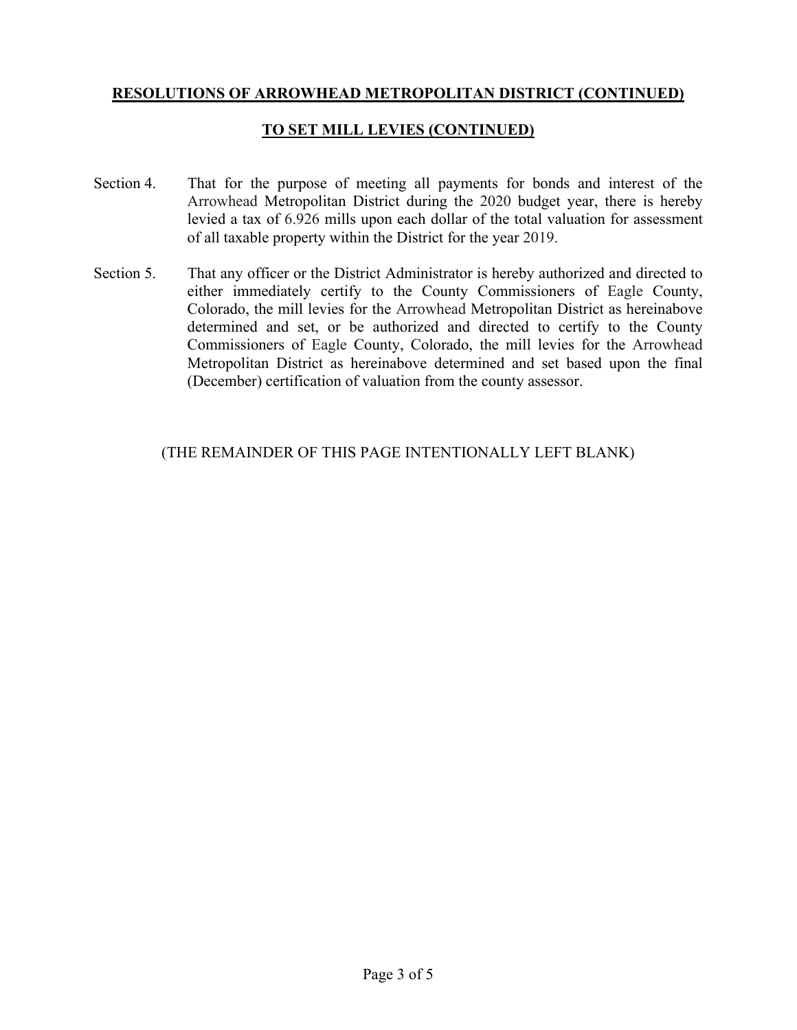**RESOLUTIONS OF ARROWHEAD METROPOLITAN DISTRICT (CONTINUED)**

**TO SET MILL LEVIES (CONTINUED)**

Section 4. That for the purpose of meeting all payments for bonds and interest of the Arrowhead Metropolitan District during the 2020 budget year, there is hereby levied a tax of 6.926 mills upon each dollar of the total valuation for assessment of all taxable property within the District for the year 2019.

Section 5. That any officer or the District Administrator is hereby authorized and directed to either immediately certify to the County Commissioners of Eagle County, Colorado, the mill levies for the Arrowhead Metropolitan District as hereinabove determined and set, or be authorized and directed to certify to the County Commissioners of Eagle County, Colorado, the mill levies for the Arrowhead Metropolitan District as hereinabove determined and set based upon the final (December) certification of valuation from the county assessor.

(THE REMAINDER OF THIS PAGE INTENTIONALLY LEFT BLANK)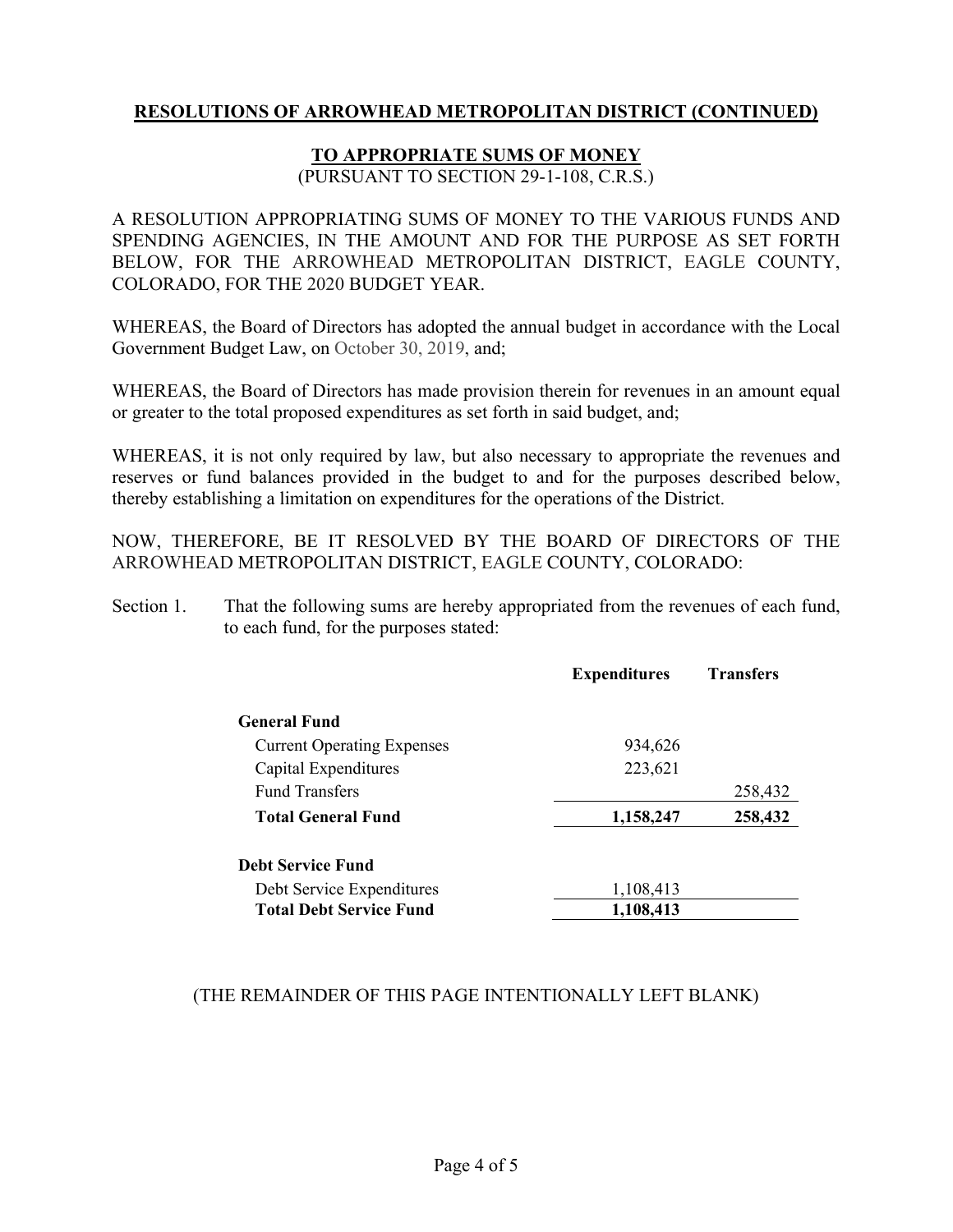## RESOLUTIONS OF ARROWHEAD METROPOLITAN DISTRICT (CONTINUED)

### TO APPROPRIATE SUMS OF MONEY

(PURSUANT TO SECTION 29-1-108, C.R.S.)

A RESOLUTION APPROPRIATING SUMS OF MONEY TO THE VARIOUS FUNDS AND SPENDING AGENCIES, IN THE AMOUNT AND FOR THE PURPOSE AS SET FORTH BELOW, FOR THE ARROWHEAD METROPOLITAN DISTRICT, EAGLE COUNTY, COLORADO, FOR THE 2020 BUDGET YEAR.

WHEREAS, the Board of Directors has adopted the annual budget in accordance with the Local Government Budget Law, on October 30, 2019, and;

WHEREAS, the Board of Directors has made provision therein for revenues in an amount equal or greater to the total proposed expenditures as set forth in said budget, and;

WHEREAS, it is not only required by law, but also necessary to appropriate the revenues and reserves or fund balances provided in the budget to and for the purposes described below, thereby establishing a limitation on expenditures for the operations of the District.

NOW, THEREFORE, BE IT RESOLVED BY THE BOARD OF DIRECTORS OF THE ARROWHEAD METROPOLITAN DISTRICT, EAGLE COUNTY, COLORADO:

Section 1. That the following sums are hereby appropriated from the revenues of each fund, to each fund, for the purposes stated:

| | Expenditures | Transfers |
|---|---|---|
| **General Fund** | | |
| Current Operating Expenses | 934,626 | |
| Capital Expenditures | 223,621 | |
| Fund Transfers | | 258,432 |
| **Total General Fund** | **1,158,247** | **258,432** |
| **Debt Service Fund** | | |
| Debt Service Expenditures | 1,108,413 | |
| **Total Debt Service Fund** | **1,108,413** | |

(THE REMAINDER OF THIS PAGE INTENTIONALLY LEFT BLANK)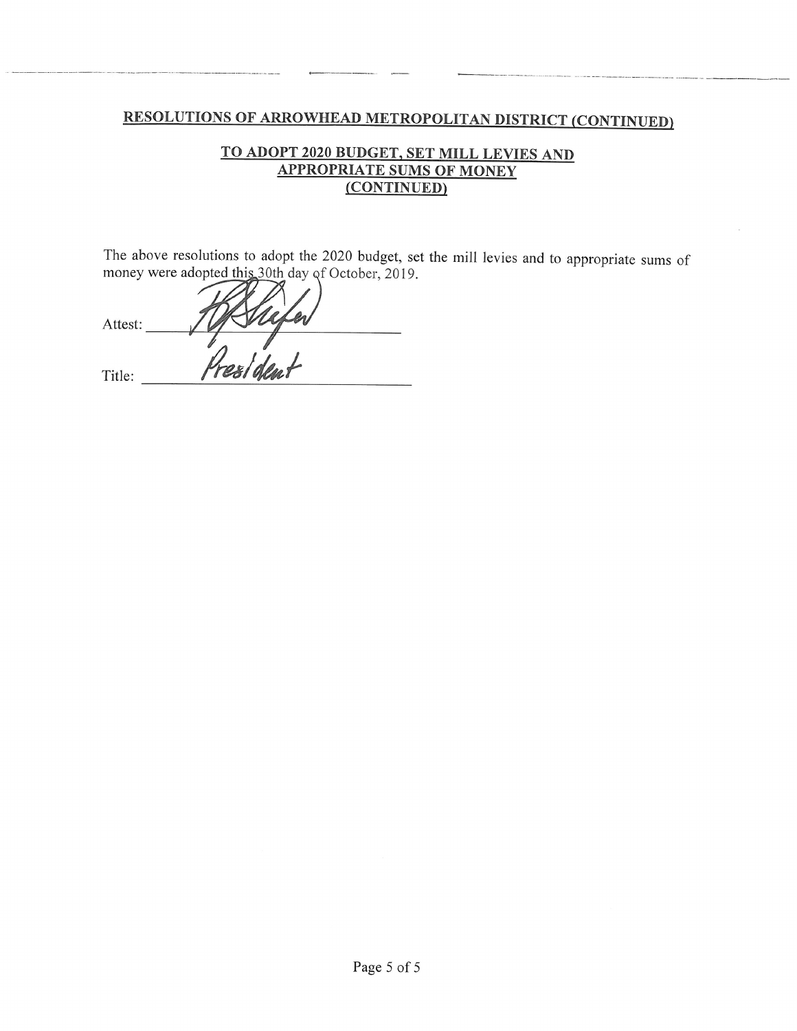## RESOLUTIONS OF ARROWHEAD METROPOLITAN DISTRICT (CONTINUED)

### TO ADOPT 2020 BUDGET, SET MILL LEVIES AND APPROPRIATE SUMS OF MONEY (CONTINUED)

The above resolutions to adopt the 2020 budget, set the mill levies and to appropriate sums of money were adopted this 30th day of October, 2019.

Attest: ______________________________

Title: President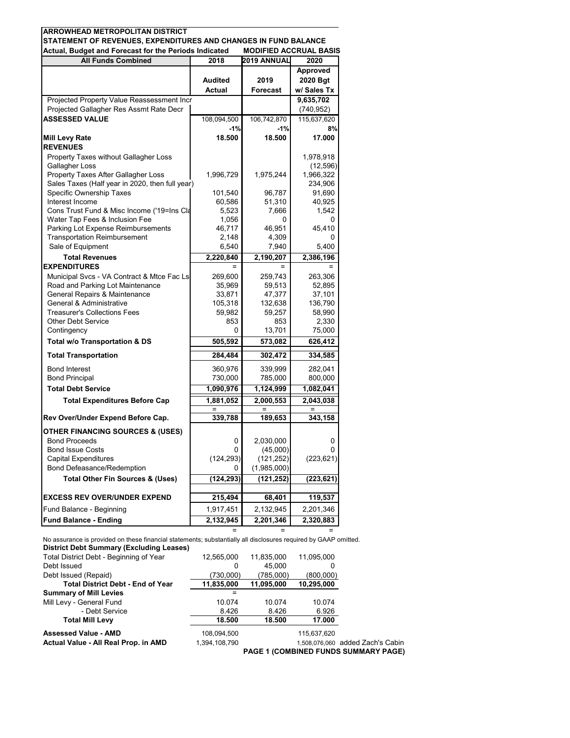**ARROWHEAD METROPOLITAN DISTRICT**
**STATEMENT OF REVENUES, EXPENDITURES AND CHANGES IN FUND BALANCE**
**Actual, Budget and Forecast for the Periods Indicated** **MODIFIED ACCRUAL BASIS**

| All Funds Combined | 2018 | 2019 ANNUAL | 2020 |
|---|---|---|---|
| | Audited Actual | 2019 Forecast | Approved 2020 Bgt w/ Sales Tx |
| Projected Property Value Reassessment Incr | | | **9,635,702** |
| Projected Gallagher Res Assmt Rate Decr | | | (740,952) |
| **ASSESSED VALUE** | 108,094,500 | 106,742,870 | 115,637,620 |
| | **-1%** | **-1%** | **8%** |
| **Mill Levy Rate** | **18.500** | **18.500** | **17.000** |
| **REVENUES** | | | |
| Property Taxes without Gallagher Loss | | | 1,978,918 |
| Gallagher Loss | | | (12,596) |
| Property Taxes After Gallagher Loss | 1,996,729 | 1,975,244 | 1,966,322 |
| Sales Taxes (Half year in 2020, then full year) | | | 234,906 |
| Specific Ownership Taxes | 101,540 | 96,787 | 91,690 |
| Interest Income | 60,586 | 51,310 | 40,925 |
| Cons Trust Fund & Misc Income ('19=Ins Cla | 5,523 | 7,666 | 1,542 |
| Water Tap Fees & Inclusion Fee | 1,056 | 0 | 0 |
| Parking Lot Expense Reimbursements | 46,717 | 46,951 | 45,410 |
| Transportation Reimbursement | 2,148 | 4,309 | 0 |
| Sale of Equipment | 6,540 | 7,940 | 5,400 |
| **Total Revenues** | **2,220,840** | **2,190,207** | **2,386,196** |
| **EXPENDITURES** | = | = | = |
| Municipal Svcs - VA Contract & Mtce Fac Ls | 269,600 | 259,743 | 263,306 |
| Road and Parking Lot Maintenance | 35,969 | 59,513 | 52,895 |
| General Repairs & Maintenance | 33,871 | 47,377 | 37,101 |
| General & Administrative | 105,318 | 132,638 | 136,790 |
| Treasurer's Collections Fees | 59,982 | 59,257 | 58,990 |
| Other Debt Service | 853 | 853 | 2,330 |
| Contingency | 0 | 13,701 | 75,000 |
| **Total w/o Transportation & DS** | **505,592** | **573,082** | **626,412** |
| **Total Transportation** | **284,484** | **302,472** | **334,585** |
| Bond Interest | 360,976 | 339,999 | 282,041 |
| Bond Principal | 730,000 | 785,000 | 800,000 |
| **Total Debt Service** | **1,090,976** | **1,124,999** | **1,082,041** |
| **Total Expenditures Before Cap** | **1,881,052** | **2,000,553** | **2,043,038** |
| | = | = | = |
| **Rev Over/Under Expend Before Cap.** | **339,788** | **189,653** | **343,158** |
| **OTHER FINANCING SOURCES & (USES)** | | | |
| Bond Proceeds | 0 | 2,030,000 | 0 |
| Bond Issue Costs | 0 | (45,000) | 0 |
| Capital Expenditures | (124,293) | (121,252) | (223,621) |
| Bond Defeasance/Redemption | 0 | (1,985,000) | |
| **Total Other Fin Sources & (Uses)** | **(124,293)** | **(121,252)** | **(223,621)** |
| **EXCESS REV OVER/UNDER EXPEND** | **215,494** | **68,401** | **119,537** |
| Fund Balance - Beginning | 1,917,451 | 2,132,945 | 2,201,346 |
| **Fund Balance - Ending** | **2,132,945** | **2,201,346** | **2,320,883** |
| | = | = | = |

No assurance is provided on these financial statements; substantially all disclosures required by GAAP omitted.

| **District Debt Summary (Excluding Leases)** | | | | |
|---|---|---|---|---|
| Total District Debt - Beginning of Year | 12,565,000 | 11,835,000 | 11,095,000 | |
| Debt Issued | 0 | 45,000 | 0 | |
| Debt Issued (Repaid) | (730,000) | (785,000) | (800,000) | |
| **Total District Debt - End of Year** | **11,835,000** | **11,095,000** | **10,295,000** | |
| **Summary of Mill Levies** | = | | | |
| Mill Levy - General Fund | 10.074 | 10.074 | 10.074 | |
| - Debt Service | 8.426 | 8.426 | 6.926 | |
| **Total Mill Levy** | **18.500** | **18.500** | **17.000** | |
| **Assessed Value - AMD** | 108,094,500 | | 115,637,620 | |
| **Actual Value - All Real Prop. in AMD** | 1,394,108,790 | | 1,508,076,060 | added Zach's Cabin |

**PAGE 1 (COMBINED FUNDS SUMMARY PAGE)**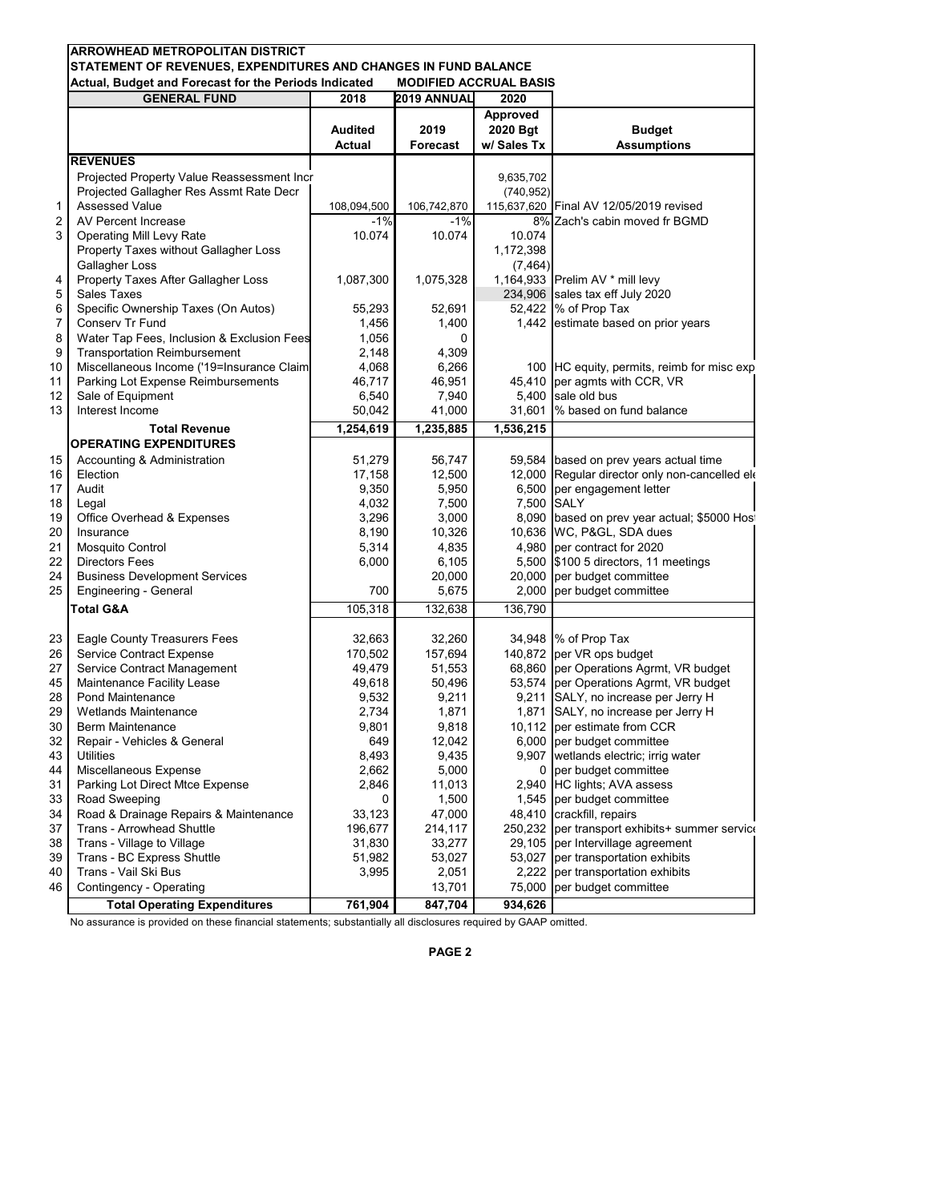**ARROWHEAD METROPOLITAN DISTRICT**
**STATEMENT OF REVENUES, EXPENDITURES AND CHANGES IN FUND BALANCE**
**Actual, Budget and Forecast for the Periods Indicated — MODIFIED ACCRUAL BASIS**

| | GENERAL FUND | 2018 | 2019 ANNUAL | 2020 | |
|---|---|---|---|---|---|
| | | Audited Actual | 2019 Forecast | Approved 2020 Bgt w/ Sales Tx | Budget Assumptions |
| | **REVENUES** | | | | |
| | Projected Property Value Reassessment Incr | | | 9,635,702 | |
| | Projected Gallagher Res Assmt Rate Decr | | | (740,952) | |
| 1 | Assessed Value | 108,094,500 | 106,742,870 | 115,637,620 | Final AV 12/05/2019 revised |
| 2 | AV Percent Increase | -1% | -1% | 8% | Zach's cabin moved fr BGMD |
| 3 | Operating Mill Levy Rate | 10.074 | 10.074 | 10.074 | |
| | Property Taxes without Gallagher Loss | | | 1,172,398 | |
| | Gallagher Loss | | | (7,464) | |
| 4 | Property Taxes After Gallagher Loss | 1,087,300 | 1,075,328 | 1,164,933 | Prelim AV * mill levy |
| 5 | Sales Taxes | | | 234,906 | sales tax eff July 2020 |
| 6 | Specific Ownership Taxes (On Autos) | 55,293 | 52,691 | 52,422 | % of Prop Tax |
| 7 | Conserv Tr Fund | 1,456 | 1,400 | 1,442 | estimate based on prior years |
| 8 | Water Tap Fees, Inclusion & Exclusion Fees | 1,056 | 0 | | |
| 9 | Transportation Reimbursement | 2,148 | 4,309 | | |
| 10 | Miscellaneous Income ('19=Insurance Claim | 4,068 | 6,266 | 100 | HC equity, permits, reimb for misc exp |
| 11 | Parking Lot Expense Reimbursements | 46,717 | 46,951 | 45,410 | per agmts with CCR, VR |
| 12 | Sale of Equipment | 6,540 | 7,940 | 5,400 | sale old bus |
| 13 | Interest Income | 50,042 | 41,000 | 31,601 | % based on fund balance |
| | **Total Revenue** | **1,254,619** | **1,235,885** | **1,536,215** | |
| | **OPERATING EXPENDITURES** | | | | |
| 15 | Accounting & Administration | 51,279 | 56,747 | 59,584 | based on prev years actual time |
| 16 | Election | 17,158 | 12,500 | 12,000 | Regular director only non-cancelled ele |
| 17 | Audit | 9,350 | 5,950 | 6,500 | per engagement letter |
| 18 | Legal | 4,032 | 7,500 | 7,500 | SALY |
| 19 | Office Overhead & Expenses | 3,296 | 3,000 | 8,090 | based on prev year actual; $5000 Host |
| 20 | Insurance | 8,190 | 10,326 | 10,636 | WC, P&GL, SDA dues |
| 21 | Mosquito Control | 5,314 | 4,835 | 4,980 | per contract for 2020 |
| 22 | Directors Fees | 6,000 | 6,105 | 5,500 | $100 5 directors, 11 meetings |
| 24 | Business Development Services | | 20,000 | 20,000 | per budget committee |
| 25 | Engineering - General | 700 | 5,675 | 2,000 | per budget committee |
| | **Total G&A** | 105,318 | 132,638 | 136,790 | |
| 23 | Eagle County Treasurers Fees | 32,663 | 32,260 | 34,948 | % of Prop Tax |
| 26 | Service Contract Expense | 170,502 | 157,694 | 140,872 | per VR ops budget |
| 27 | Service Contract Management | 49,479 | 51,553 | 68,860 | per Operations Agrmt, VR budget |
| 45 | Maintenance Facility Lease | 49,618 | 50,496 | 53,574 | per Operations Agrmt, VR budget |
| 28 | Pond Maintenance | 9,532 | 9,211 | 9,211 | SALY, no increase per Jerry H |
| 29 | Wetlands Maintenance | 2,734 | 1,871 | 1,871 | SALY, no increase per Jerry H |
| 30 | Berm Maintenance | 9,801 | 9,818 | 10,112 | per estimate from CCR |
| 32 | Repair - Vehicles & General | 649 | 12,042 | 6,000 | per budget committee |
| 43 | Utilities | 8,493 | 9,435 | 9,907 | wetlands electric; irrig water |
| 44 | Miscellaneous Expense | 2,662 | 5,000 | 0 | per budget committee |
| 31 | Parking Lot Direct Mtce Expense | 2,846 | 11,013 | 2,940 | HC lights; AVA assess |
| 33 | Road Sweeping | 0 | 1,500 | 1,545 | per budget committee |
| 34 | Road & Drainage Repairs & Maintenance | 33,123 | 47,000 | 48,410 | crackfill, repairs |
| 37 | Trans - Arrowhead Shuttle | 196,677 | 214,117 | 250,232 | per transport exhibits+ summer service |
| 38 | Trans - Village to Village | 31,830 | 33,277 | 29,105 | per Intervillage agreement |
| 39 | Trans - BC Express Shuttle | 51,982 | 53,027 | 53,027 | per transportation exhibits |
| 40 | Trans - Vail Ski Bus | 3,995 | 2,051 | 2,222 | per transportation exhibits |
| 46 | Contingency - Operating | | 13,701 | 75,000 | per budget committee |
| | **Total Operating Expenditures** | **761,904** | **847,704** | **934,626** | |

No assurance is provided on these financial statements; substantially all disclosures required by GAAP omitted.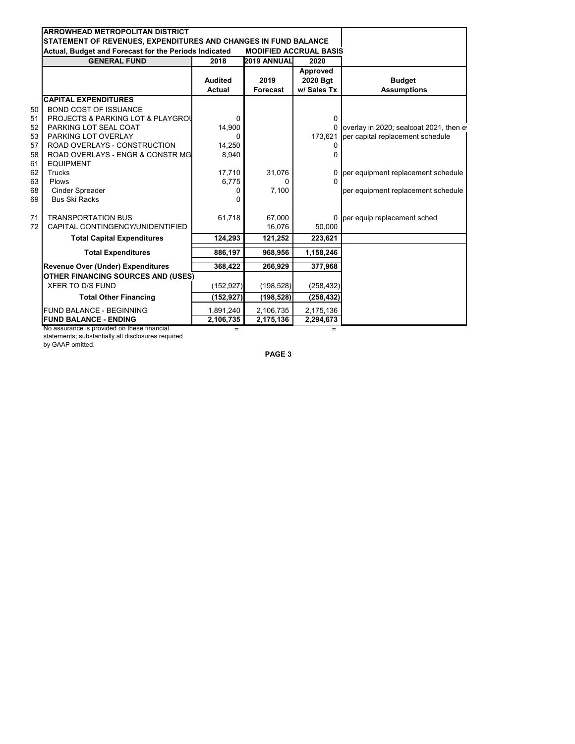**ARROWHEAD METROPOLITAN DISTRICT**
**STATEMENT OF REVENUES, EXPENDITURES AND CHANGES IN FUND BALANCE**
**Actual, Budget and Forecast for the Periods Indicated** **MODIFIED ACCRUAL BASIS**

| | GENERAL FUND | 2018 | 2019 ANNUAL | 2020 | |
|---|---|---|---|---|---|
| | | Audited Actual | 2019 Forecast | Approved 2020 Bgt w/ Sales Tx | Budget Assumptions |
| | **CAPITAL EXPENDITURES** | | | | |
| 50 | BOND COST OF ISSUANCE | | | | |
| 51 | PROJECTS & PARKING LOT & PLAYGROU | 0 | | 0 | |
| 52 | PARKING LOT SEAL COAT | 14,900 | | 0 | overlay in 2020; sealcoat 2021, then e |
| 53 | PARKING LOT OVERLAY | 0 | | 173,621 | per capital replacement schedule |
| 57 | ROAD OVERLAYS - CONSTRUCTION | 14,250 | | 0 | |
| 58 | ROAD OVERLAYS - ENGR & CONSTR MG | 8,940 | | 0 | |
| 61 | EQUIPMENT | | | | |
| 62 | Trucks | 17,710 | 31,076 | 0 | per equipment replacement schedule |
| 63 | Plows | 6,775 | 0 | 0 | |
| 68 | Cinder Spreader | 0 | 7,100 | | per equipment replacement schedule |
| 69 | Bus Ski Racks | 0 | | | |
| 71 | TRANSPORTATION BUS | 61,718 | 67,000 | 0 | per equip replacement sched |
| 72 | CAPITAL CONTINGENCY/UNIDENTIFIED | | 16,076 | 50,000 | |
| | **Total Capital Expenditures** | **124,293** | **121,252** | **223,621** | |
| | **Total Expenditures** | **886,197** | **968,956** | **1,158,246** | |
| | **Revenue Over (Under) Expenditures** | **368,422** | **266,929** | **377,968** | |
| | **OTHER FINANCING SOURCES AND (USES)** | | | | |
| | XFER TO D/S FUND | (152,927) | (198,528) | (258,432) | |
| | **Total Other Financing** | **(152,927)** | **(198,528)** | **(258,432)** | |
| | FUND BALANCE - BEGINNING | 1,891,240 | 2,106,735 | 2,175,136 | |
| | **FUND BALANCE - ENDING** | **2,106,735** | **2,175,136** | **2,294,673** | |
| | | = | | = | |

No assurance is provided on these financial statements; substantially all disclosures required by GAAP omitted.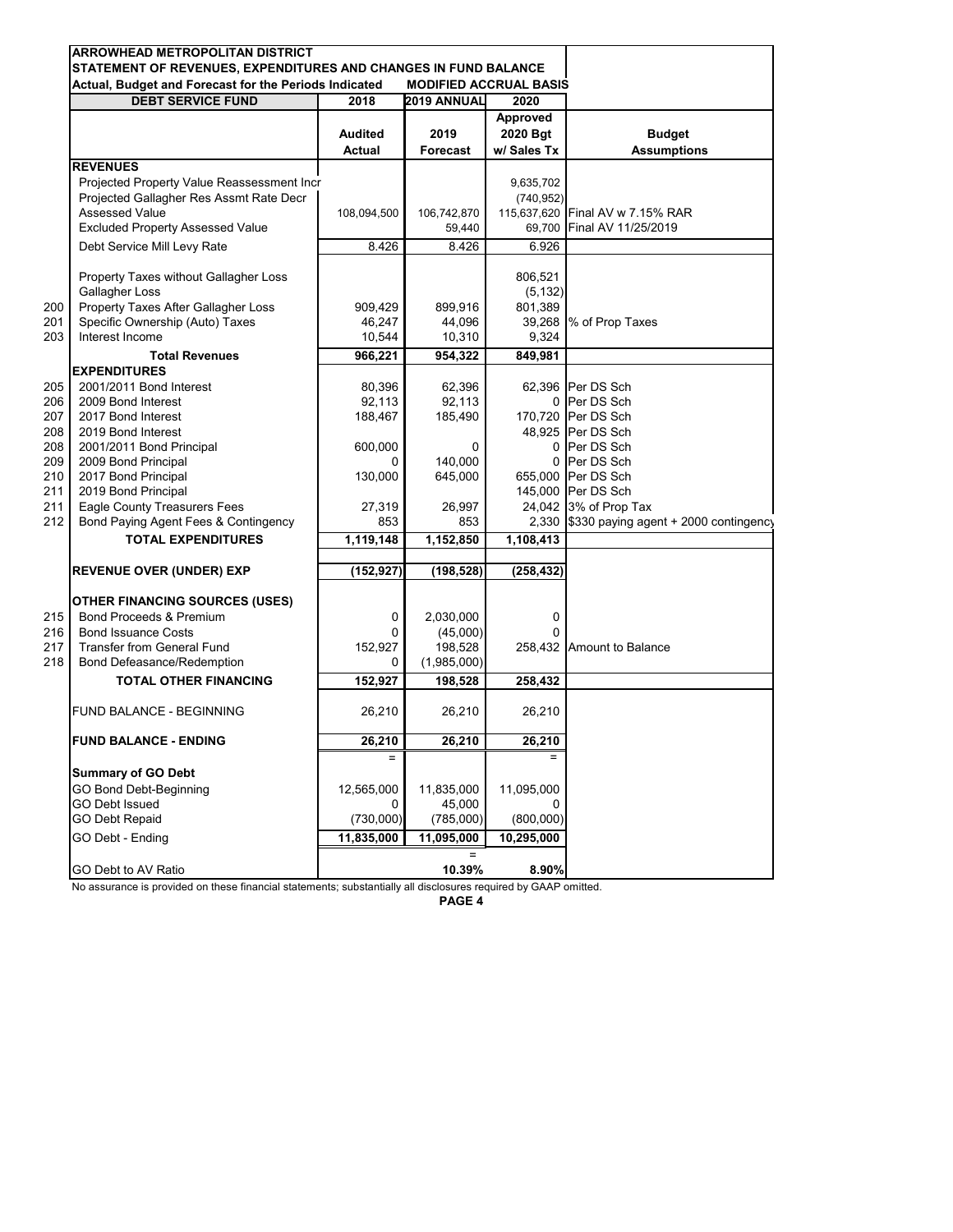**ARROWHEAD METROPOLITAN DISTRICT**
**STATEMENT OF REVENUES, EXPENDITURES AND CHANGES IN FUND BALANCE**
**Actual, Budget and Forecast for the Periods Indicated** **MODIFIED ACCRUAL BASIS**

| | DEBT SERVICE FUND | 2018 | 2019 ANNUAL | 2020 | |
|---|---|---|---|---|---|
| | | Audited Actual | 2019 Forecast | Approved 2020 Bgt w/ Sales Tx | Budget Assumptions |
| | **REVENUES** | | | | |
| | Projected Property Value Reassessment Incr | | | 9,635,702 | |
| | Projected Gallagher Res Assmt Rate Decr | | | (740,952) | |
| | Assessed Value | 108,094,500 | 106,742,870 | 115,637,620 | Final AV w 7.15% RAR |
| | Excluded Property Assessed Value | | 59,440 | 69,700 | Final AV 11/25/2019 |
| | Debt Service Mill Levy Rate | 8.426 | 8.426 | 6.926 | |
| | Property Taxes without Gallagher Loss | | | 806,521 | |
| | Gallagher Loss | | | (5,132) | |
| 200 | Property Taxes After Gallagher Loss | 909,429 | 899,916 | 801,389 | |
| 201 | Specific Ownership (Auto) Taxes | 46,247 | 44,096 | 39,268 | % of Prop Taxes |
| 203 | Interest Income | 10,544 | 10,310 | 9,324 | |
| | **Total Revenues** | **966,221** | **954,322** | **849,981** | |
| | **EXPENDITURES** | | | | |
| 205 | 2001/2011 Bond Interest | 80,396 | 62,396 | 62,396 | Per DS Sch |
| 206 | 2009 Bond Interest | 92,113 | 92,113 | 0 | Per DS Sch |
| 207 | 2017 Bond Interest | 188,467 | 185,490 | 170,720 | Per DS Sch |
| 208 | 2019 Bond Interest | | | 48,925 | Per DS Sch |
| 208 | 2001/2011 Bond Principal | 600,000 | 0 | 0 | Per DS Sch |
| 209 | 2009 Bond Principal | 0 | 140,000 | 0 | Per DS Sch |
| 210 | 2017 Bond Principal | 130,000 | 645,000 | 655,000 | Per DS Sch |
| 211 | 2019 Bond Principal | | | 145,000 | Per DS Sch |
| 211 | Eagle County Treasurers Fees | 27,319 | 26,997 | 24,042 | 3% of Prop Tax |
| 212 | Bond Paying Agent Fees & Contingency | 853 | 853 | 2,330 | $330 paying agent + 2000 contingency |
| | **TOTAL EXPENDITURES** | **1,119,148** | **1,152,850** | **1,108,413** | |
| | **REVENUE OVER (UNDER) EXP** | **(152,927)** | **(198,528)** | **(258,432)** | |
| | **OTHER FINANCING SOURCES (USES)** | | | | |
| 215 | Bond Proceeds & Premium | 0 | 2,030,000 | 0 | |
| 216 | Bond Issuance Costs | 0 | (45,000) | 0 | |
| 217 | Transfer from General Fund | 152,927 | 198,528 | 258,432 | Amount to Balance |
| 218 | Bond Defeasance/Redemption | 0 | (1,985,000) | | |
| | **TOTAL OTHER FINANCING** | **152,927** | **198,528** | **258,432** | |
| | FUND BALANCE - BEGINNING | 26,210 | 26,210 | 26,210 | |
| | **FUND BALANCE - ENDING** | **26,210** | **26,210** | **26,210** | |
| | | = | | = | |
| | **Summary of GO Debt** | | | | |
| | GO Bond Debt-Beginning | 12,565,000 | 11,835,000 | 11,095,000 | |
| | GO Debt Issued | 0 | 45,000 | 0 | |
| | GO Debt Repaid | (730,000) | (785,000) | (800,000) | |
| | GO Debt - Ending | **11,835,000** | **11,095,000** | **10,295,000** | |
| | | | = | | |
| | GO Debt to AV Ratio | | **10.39%** | **8.90%** | |

No assurance is provided on these financial statements; substantially all disclosures required by GAAP omitted.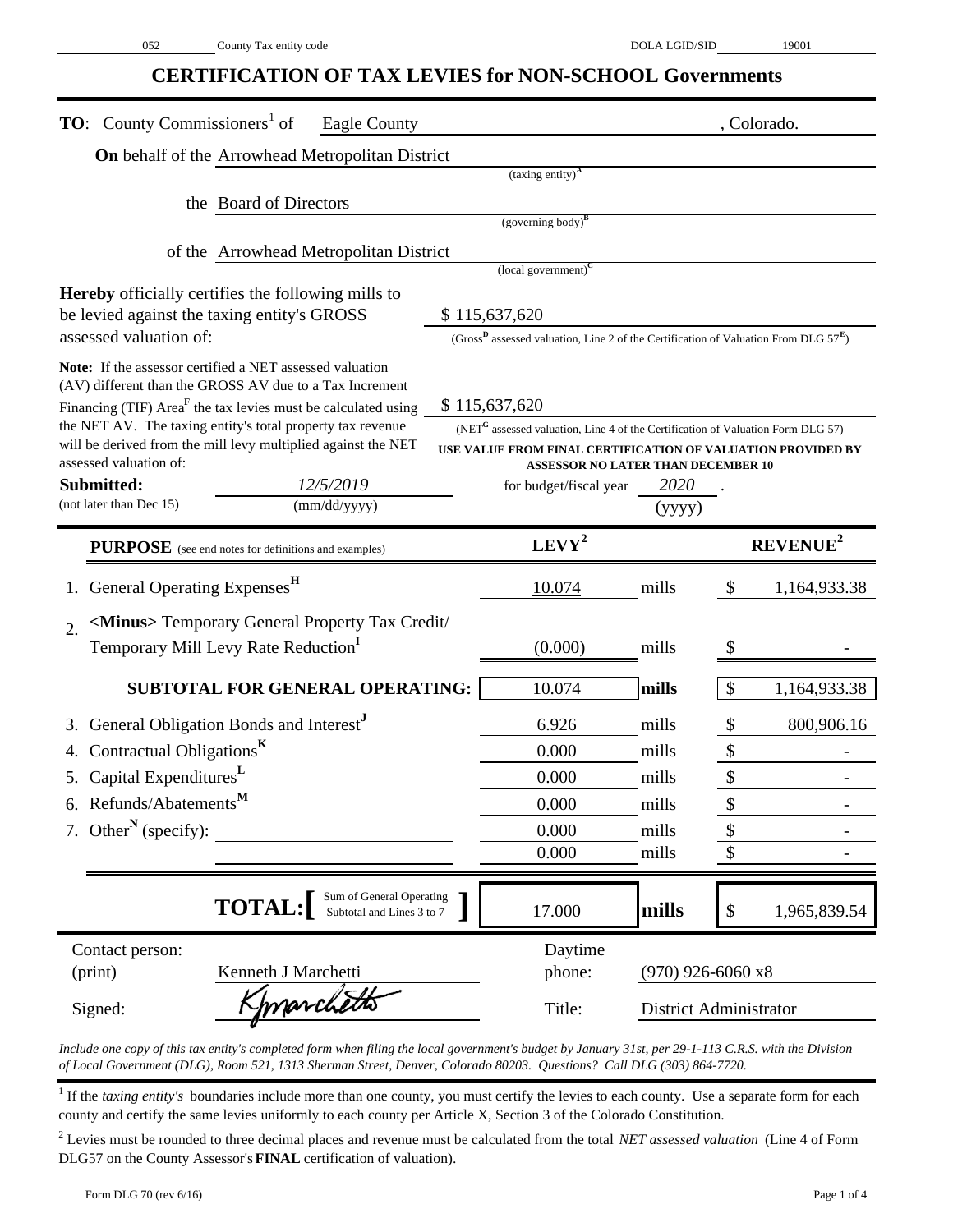052 County Tax entity code | DOLA LGID/SID 19001

# CERTIFICATION OF TAX LEVIES for NON-SCHOOL Governments

**TO**: County Commissioners[1] of Eagle County, Colorado.

**On** behalf of the Arrowhead Metropolitan District (taxing entity)[A]

the Board of Directors (governing body)[B]

of the Arrowhead Metropolitan District (local government)[C]

**Hereby** officially certifies the following mills to be levied against the taxing entity's GROSS assessed valuation of: $ 115,637,620
(Gross[D] assessed valuation, Line 2 of the Certification of Valuation From DLG 57[E])

**Note:** If the assessor certified a NET assessed valuation (AV) different than the GROSS AV due to a Tax Increment Financing (TIF) Area[F] the tax levies must be calculated using the NET AV. The taxing entity's total property tax revenue will be derived from the mill levy multiplied against the NET assessed valuation of: $ 115,637,620
(NET[G] assessed valuation, Line 4 of the Certification of Valuation Form DLG 57)
USE VALUE FROM FINAL CERTIFICATION OF VALUATION PROVIDED BY ASSESSOR NO LATER THAN DECEMBER 10

**Submitted:** (not later than Dec 15) 12/5/2019 (mm/dd/yyyy) for budget/fiscal year 2020 (yyyy).

| PURPOSE (see end notes for definitions and examples) | LEVY[2] | | REVENUE[2] |
|---|---|---|---|
| 1. General Operating Expenses[H] | 10.074 | mills | $ 1,164,933.38 |
| 2. <Minus> Temporary General Property Tax Credit/ Temporary Mill Levy Rate Reduction[I] | (0.000) | mills | $ - |
| **SUBTOTAL FOR GENERAL OPERATING:** | 10.074 | **mills** | $ 1,164,933.38 |
| 3. General Obligation Bonds and Interest[J] | 6.926 | mills | $ 800,906.16 |
| 4. Contractual Obligations[K] | 0.000 | mills | $ - |
| 5. Capital Expenditures[L] | 0.000 | mills | $ - |
| 6. Refunds/Abatements[M] | 0.000 | mills | $ - |
| 7. Other[N] (specify): | 0.000 | mills | $ - |
| | 0.000 | mills | $ - |
| **TOTAL:** [Sum of General Operating Subtotal and Lines 3 to 7] | 17.000 | **mills** | $ 1,965,839.54 |

Contact person: (print) Kenneth J Marchetti — Daytime phone: (970) 926-6060 x8

Signed: Kjmarchetti — Title: District Administrator

*Include one copy of this tax entity's completed form when filing the local government's budget by January 31st, per 29-1-113 C.R.S. with the Division of Local Government (DLG), Room 521, 1313 Sherman Street, Denver, Colorado 80203. Questions? Call DLG (303) 864-7720.*

[1] If the *taxing entity's* boundaries include more than one county, you must certify the levies to each county. Use a separate form for each county and certify the same levies uniformly to each county per Article X, Section 3 of the Colorado Constitution.

[2] Levies must be rounded to three decimal places and revenue must be calculated from the total *NET assessed valuation* (Line 4 of Form DLG57 on the County Assessor's **FINAL** certification of valuation).

Form DLG 70 (rev 6/16)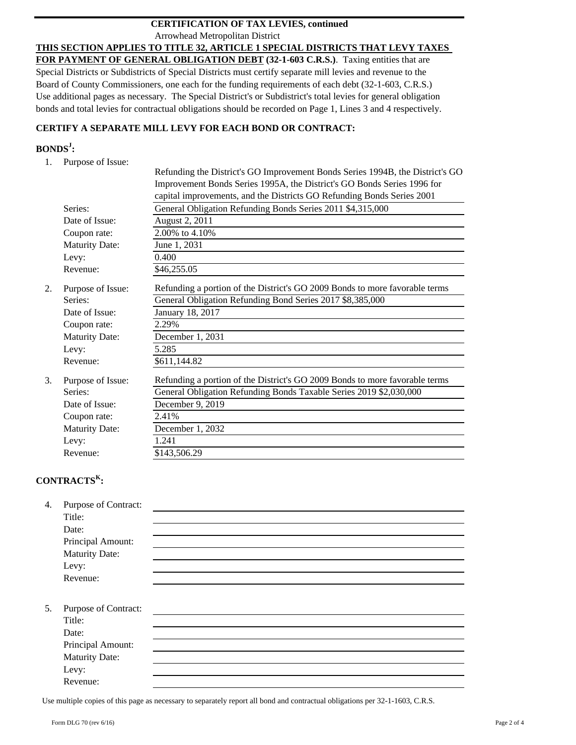## CERTIFICATION OF TAX LEVIES, continued

Arrowhead Metropolitan District

**THIS SECTION APPLIES TO TITLE 32, ARTICLE 1 SPECIAL DISTRICTS THAT LEVY TAXES FOR PAYMENT OF GENERAL OBLIGATION DEBT (32-1-603 C.R.S.)**. Taxing entities that are Special Districts or Subdistricts of Special Districts must certify separate mill levies and revenue to the Board of County Commissioners, one each for the funding requirements of each debt (32-1-603, C.R.S.) Use additional pages as necessary. The Special District's or Subdistrict's total levies for general obligation bonds and total levies for contractual obligations should be recorded on Page 1, Lines 3 and 4 respectively.

**CERTIFY A SEPARATE MILL LEVY FOR EACH BOND OR CONTRACT:**

**BONDS[J]:**

1. Purpose of Issue: Refunding the District's GO Improvement Bonds Series 1994B, the District's GO Improvement Bonds Series 1995A, the District's GO Bonds Series 1996 for capital improvements, and the Districts GO Refunding Bonds Series 2001
   - Series: General Obligation Refunding Bonds Series 2011 $4,315,000
   - Date of Issue: August 2, 2011
   - Coupon rate: 2.00% to 4.10%
   - Maturity Date: June 1, 2031
   - Levy: 0.400
   - Revenue: $46,255.05

2. Purpose of Issue: Refunding a portion of the District's GO 2009 Bonds to more favorable terms
   - Series: General Obligation Refunding Bond Series 2017 $8,385,000
   - Date of Issue: January 18, 2017
   - Coupon rate: 2.29%
   - Maturity Date: December 1, 2031
   - Levy: 5.285
   - Revenue: $611,144.82

3. Purpose of Issue: Refunding a portion of the District's GO 2009 Bonds to more favorable terms
   - Series: General Obligation Refunding Bonds Taxable Series 2019 $2,030,000
   - Date of Issue: December 9, 2019
   - Coupon rate: 2.41%
   - Maturity Date: December 1, 2032
   - Levy: 1.241
   - Revenue: $143,506.29

**CONTRACTS[K]:**

4. Purpose of Contract:
   - Title:
   - Date:
   - Principal Amount:
   - Maturity Date:
   - Levy:
   - Revenue:

5. Purpose of Contract:
   - Title:
   - Date:
   - Principal Amount:
   - Maturity Date:
   - Levy:
   - Revenue:

Use multiple copies of this page as necessary to separately report all bond and contractual obligations per 32-1-1603, C.R.S.

Form DLG 70 (rev 6/16)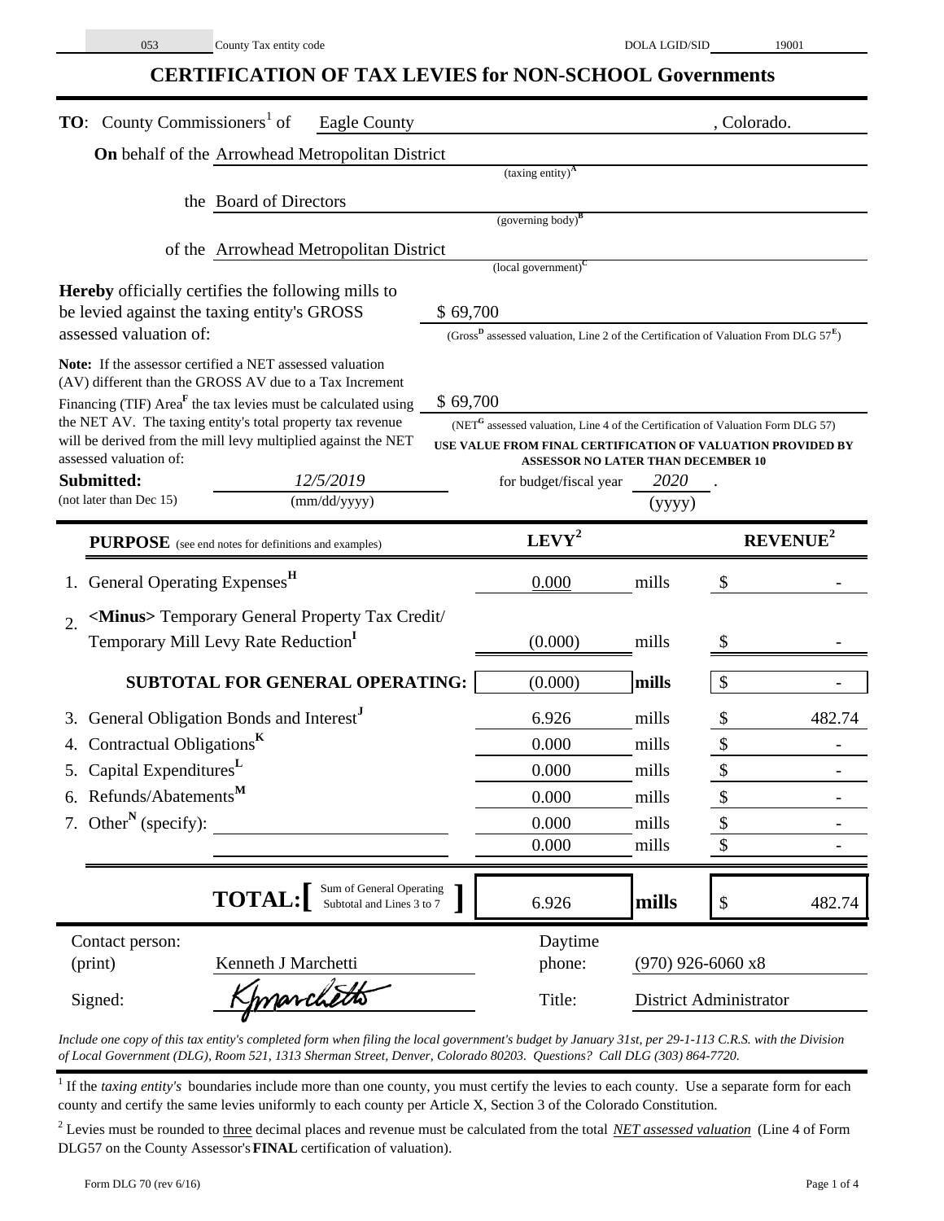053 County Tax entity code DOLA LGID/SID 19001

# CERTIFICATION OF TAX LEVIES for NON-SCHOOL Governments

**TO**: County Commissioners[1] of Eagle County , Colorado.

**On** behalf of the Arrowhead Metropolitan District
(taxing entity)[A]

the Board of Directors
(governing body)[B]

of the Arrowhead Metropolitan District
(local government)[C]

**Hereby** officially certifies the following mills to be levied against the taxing entity's GROSS assessed valuation of: $ 69,700
(Gross[D] assessed valuation, Line 2 of the Certification of Valuation From DLG 57[E])

**Note:** If the assessor certified a NET assessed valuation (AV) different than the GROSS AV due to a Tax Increment Financing (TIF) Area[F] the tax levies must be calculated using the NET AV. The taxing entity's total property tax revenue will be derived from the mill levy multiplied against the NET assessed valuation of: $ 69,700
(NET[G] assessed valuation, Line 4 of the Certification of Valuation Form DLG 57)
USE VALUE FROM FINAL CERTIFICATION OF VALUATION PROVIDED BY ASSESSOR NO LATER THAN DECEMBER 10

**Submitted:** *12/5/2019* (mm/dd/yyyy) for budget/fiscal year *2020* (yyyy).
(not later than Dec 15)

| **PURPOSE** (see end notes for definitions and examples) | **LEVY**[2] | | **REVENUE**[2] |
|---|---|---|---|
| 1. General Operating Expenses[H] | 0.000 | mills | $ - |
| 2. **<Minus>** Temporary General Property Tax Credit/ Temporary Mill Levy Rate Reduction[I] | (0.000) | mills | $ - |
| **SUBTOTAL FOR GENERAL OPERATING:** | (0.000) | **mills** | $ - |
| 3. General Obligation Bonds and Interest[J] | 6.926 | mills | $ 482.74 |
| 4. Contractual Obligations[K] | 0.000 | mills | $ - |
| 5. Capital Expenditures[L] | 0.000 | mills | $ - |
| 6. Refunds/Abatements[M] | 0.000 | mills | $ - |
| 7. Other[N] (specify): | 0.000 | mills | $ - |
| | 0.000 | mills | $ - |
| **TOTAL:** [ Sum of General Operating Subtotal and Lines 3 to 7 ] | 6.926 | **mills** | $ 482.74 |

Contact person: (print) Kenneth J Marchetti  Daytime phone: (970) 926-6060 x8

Signed: K Marchetti  Title: District Administrator

*Include one copy of this tax entity's completed form when filing the local government's budget by January 31st, per 29-1-113 C.R.S. with the Division of Local Government (DLG), Room 521, 1313 Sherman Street, Denver, Colorado 80203. Questions? Call DLG (303) 864-7720.*

[1] If the *taxing entity's* boundaries include more than one county, you must certify the levies to each county. Use a separate form for each county and certify the same levies uniformly to each county per Article X, Section 3 of the Colorado Constitution.

[2] Levies must be rounded to three decimal places and revenue must be calculated from the total ***NET assessed valuation*** (Line 4 of Form DLG57 on the County Assessor's **FINAL** certification of valuation).

Form DLG 70 (rev 6/16)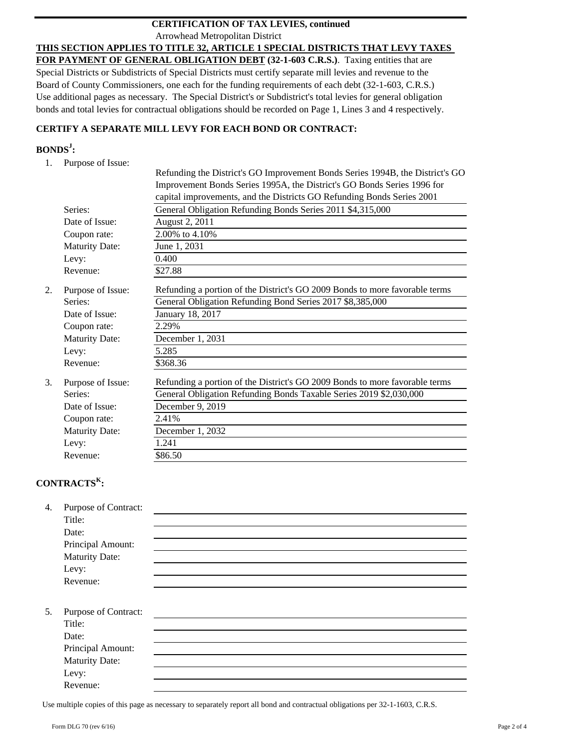## CERTIFICATION OF TAX LEVIES, continued

Arrowhead Metropolitan District

**THIS SECTION APPLIES TO TITLE 32, ARTICLE 1 SPECIAL DISTRICTS THAT LEVY TAXES FOR PAYMENT OF GENERAL OBLIGATION DEBT (32-1-603 C.R.S.)**. Taxing entities that are Special Districts or Subdistricts of Special Districts must certify separate mill levies and revenue to the Board of County Commissioners, one each for the funding requirements of each debt (32-1-603, C.R.S.) Use additional pages as necessary. The Special District's or Subdistrict's total levies for general obligation bonds and total levies for contractual obligations should be recorded on Page 1, Lines 3 and 4 respectively.

**CERTIFY A SEPARATE MILL LEVY FOR EACH BOND OR CONTRACT:**

**BONDS[J]:**

1. Purpose of Issue: Refunding the District's GO Improvement Bonds Series 1994B, the District's GO Improvement Bonds Series 1995A, the District's GO Bonds Series 1996 for capital improvements, and the Districts GO Refunding Bonds Series 2001
   - Series: General Obligation Refunding Bonds Series 2011 $4,315,000
   - Date of Issue: August 2, 2011
   - Coupon rate: 2.00% to 4.10%
   - Maturity Date: June 1, 2031
   - Levy: 0.400
   - Revenue: $27.88

2. Purpose of Issue: Refunding a portion of the District's GO 2009 Bonds to more favorable terms
   - Series: General Obligation Refunding Bond Series 2017 $8,385,000
   - Date of Issue: January 18, 2017
   - Coupon rate: 2.29%
   - Maturity Date: December 1, 2031
   - Levy: 5.285
   - Revenue: $368.36

3. Purpose of Issue: Refunding a portion of the District's GO 2009 Bonds to more favorable terms
   - Series: General Obligation Refunding Bonds Taxable Series 2019 $2,030,000
   - Date of Issue: December 9, 2019
   - Coupon rate: 2.41%
   - Maturity Date: December 1, 2032
   - Levy: 1.241
   - Revenue: $86.50

**CONTRACTS[K]:**

4. Purpose of Contract:
   - Title:
   - Date:
   - Principal Amount:
   - Maturity Date:
   - Levy:
   - Revenue:

5. Purpose of Contract:
   - Title:
   - Date:
   - Principal Amount:
   - Maturity Date:
   - Levy:
   - Revenue:

Use multiple copies of this page as necessary to separately report all bond and contractual obligations per 32-1-1603, C.R.S.

Form DLG 70 (rev 6/16)